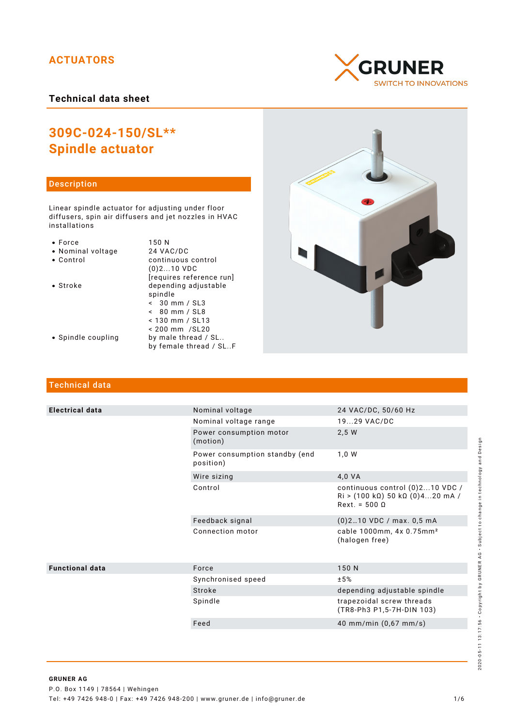ACTUATORS

GRUNER
SWITCH TO INNOVATIONS

**Technical data sheet**

# 309C-024-150/SL**
# Spindle actuator

## Description

Linear spindle actuator for adjusting under floor diffusers, spin air diffusers and jet nozzles in HVAC installations

| | |
|---|---|
| • Force | 150 N |
| • Nominal voltage | 24 VAC/DC |
| • Control | continuous control (0)2...10 VDC [requires reference run] |
| • Stroke | depending adjustable spindle<br>< 30 mm / SL3<br>< 80 mm / SL8<br>< 130 mm / SL13<br>< 200 mm /SL20 |
| • Spindle coupling | by male thread / SL..<br>by female thread / SL..F |

## Technical data

| | | |
|---|---|---|
| **Electrical data** | Nominal voltage | 24 VAC/DC, 50/60 Hz |
| | Nominal voltage range | 19...29 VAC/DC |
| | Power consumption motor (motion) | 2,5 W |
| | Power consumption standby (end position) | 1,0 W |
| | Wire sizing | 4,0 VA |
| | Control | continuous control (0)2...10 VDC / Ri > (100 kΩ) 50 kΩ (0)4...20 mA / Rext. = 500 Ω |
| | Feedback signal | (0)2…10 VDC / max. 0,5 mA |
| | Connection motor | cable 1000mm, 4x 0.75mm² (halogen free) |
| **Functional data** | Force | 150 N |
| | Synchronised speed | ±5% |
| | Stroke | depending adjustable spindle |
| | Spindle | trapezoidal screw threads (TR8-Ph3 P1,5-7H-DIN 103) |
| | Feed | 40 mm/min (0,67 mm/s) |

**GRUNER AG**
P.O. Box 1149 | 78564 | Wehingen
Tel: +49 7426 948-0 | Fax: +49 7426 948-200 | www.gruner.de | info@gruner.de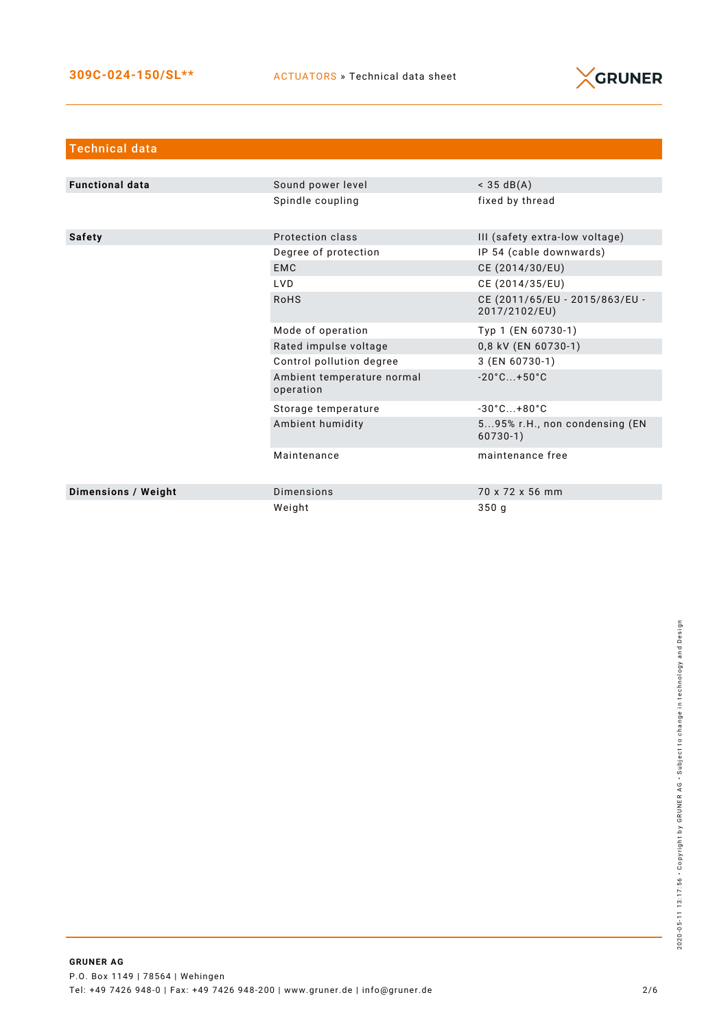## Technical data

| | | |
|---|---|---|
| **Functional data** | Sound power level | < 35 dB(A) |
| | Spindle coupling | fixed by thread |
| **Safety** | Protection class | III (safety extra-low voltage) |
| | Degree of protection | IP 54 (cable downwards) |
| | EMC | CE (2014/30/EU) |
| | LVD | CE (2014/35/EU) |
| | RoHS | CE (2011/65/EU - 2015/863/EU - 2017/2102/EU) |
| | Mode of operation | Typ 1 (EN 60730-1) |
| | Rated impulse voltage | 0,8 kV (EN 60730-1) |
| | Control pollution degree | 3 (EN 60730-1) |
| | Ambient temperature normal operation | -20°C...+50°C |
| | Storage temperature | -30°C...+80°C |
| | Ambient humidity | 5...95% r.H., non condensing (EN 60730-1) |
| | Maintenance | maintenance free |
| **Dimensions / Weight** | Dimensions | 70 x 72 x 56 mm |
| | Weight | 350 g |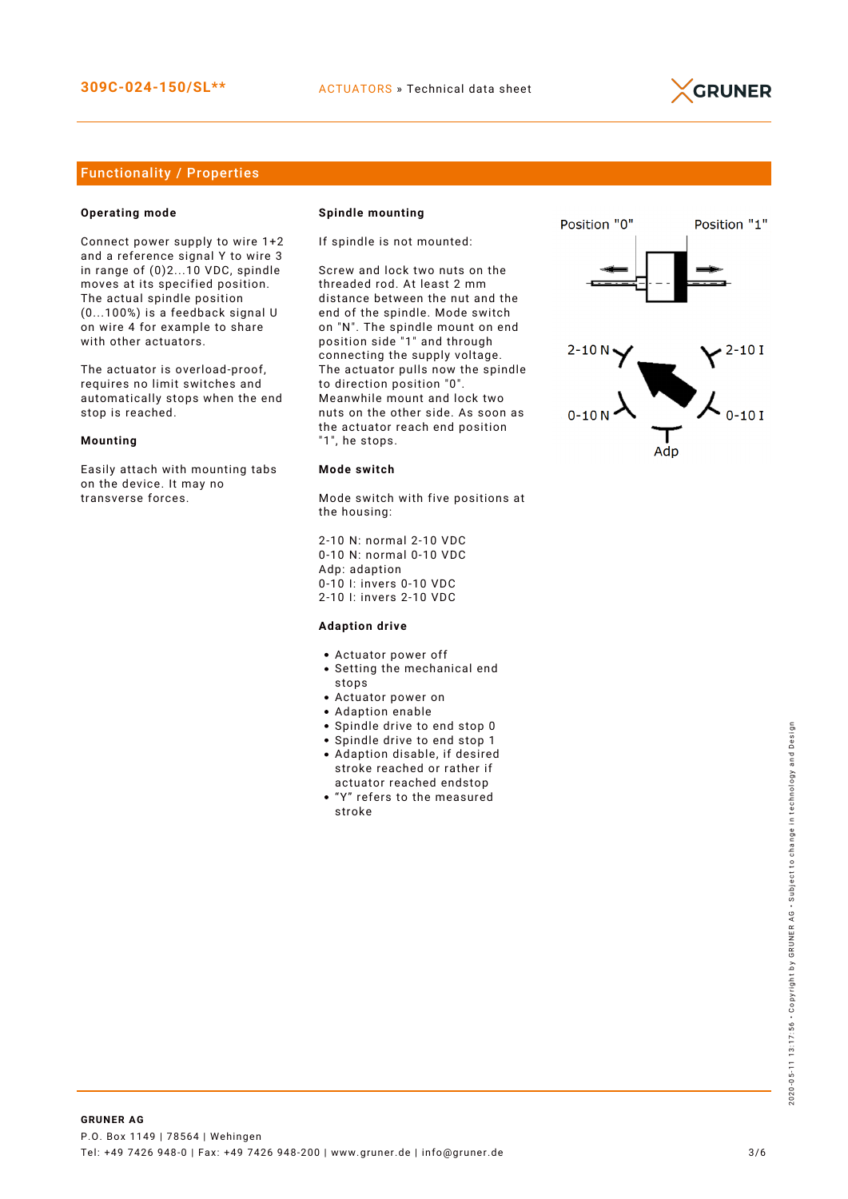## Functionality / Properties

### Operating mode

Connect power supply to wire 1+2 and a reference signal Y to wire 3 in range of (0)2...10 VDC, spindle moves at its specified position. The actual spindle position (0...100%) is a feedback signal U on wire 4 for example to share with other actuators.

The actuator is overload-proof, requires no limit switches and automatically stops when the end stop is reached.

### Mounting

Easily attach with mounting tabs on the device. It may no transverse forces.

### Spindle mounting

If spindle is not mounted:

Screw and lock two nuts on the threaded rod. At least 2 mm distance between the nut and the end of the spindle. Mode switch on "N". The spindle mount on end position side "1" and through connecting the supply voltage. The actuator pulls now the spindle to direction position "0". Meanwhile mount and lock two nuts on the other side. As soon as the actuator reach end position "1", he stops.

### Mode switch

Mode switch with five positions at the housing:

2-10 N: normal 2-10 VDC
0-10 N: normal 0-10 VDC
Adp: adaption
0-10 I: invers 0-10 VDC
2-10 I: invers 2-10 VDC

### Adaption drive

- Actuator power off
- Setting the mechanical end stops
- Actuator power on
- Adaption enable
- Spindle drive to end stop 0
- Spindle drive to end stop 1
- Adaption disable, if desired stroke reached or rather if actuator reached endstop
- “Y” refers to the measured stroke

Position "0" Position "1"

2-10 N 2-10 I
0-10 N 0-10 I
Adp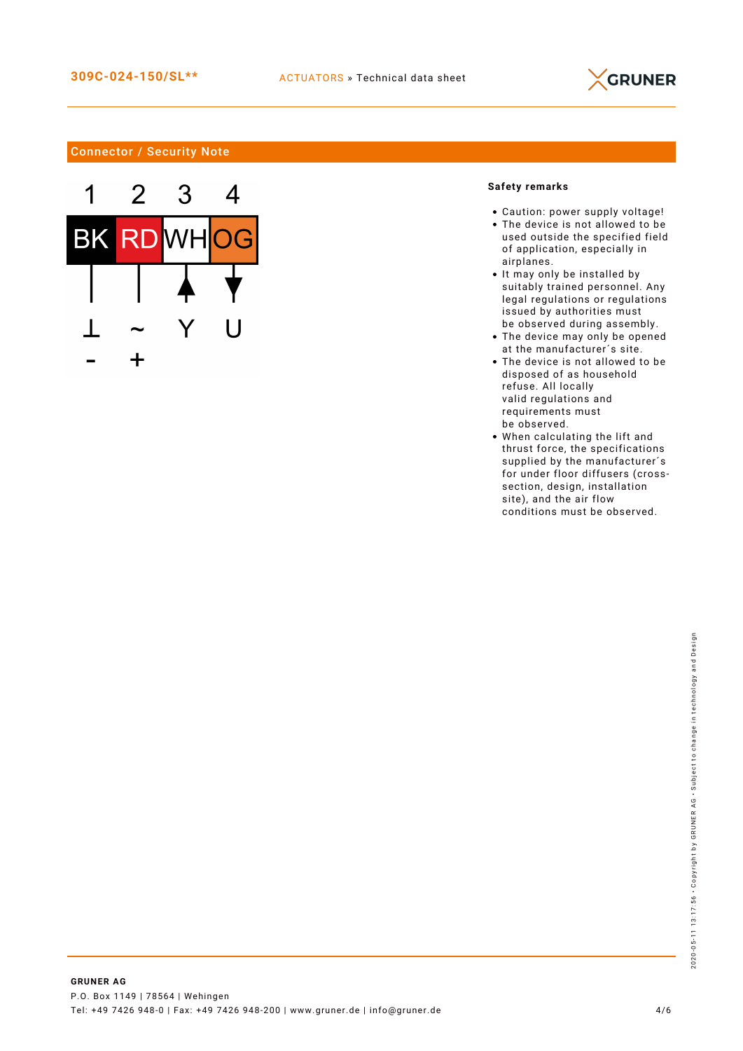## Connector / Security Note

| 1 | 2 | 3 | 4 |
|---|---|---|---|
| BK | RD | WH | OG |
| ⊥ | ~ | Y | U |
| - | + | | |

**Safety remarks**

- Caution: power supply voltage!
- The device is not allowed to be used outside the specified field of application, especially in airplanes.
- It may only be installed by suitably trained personnel. Any legal regulations or regulations issued by authorities must be observed during assembly.
- The device may only be opened at the manufacturer´s site.
- The device is not allowed to be disposed of as household refuse. All locally valid regulations and requirements must be observed.
- When calculating the lift and thrust force, the specifications supplied by the manufacturer´s for under floor diffusers (cross-section, design, installation site), and the air flow conditions must be observed.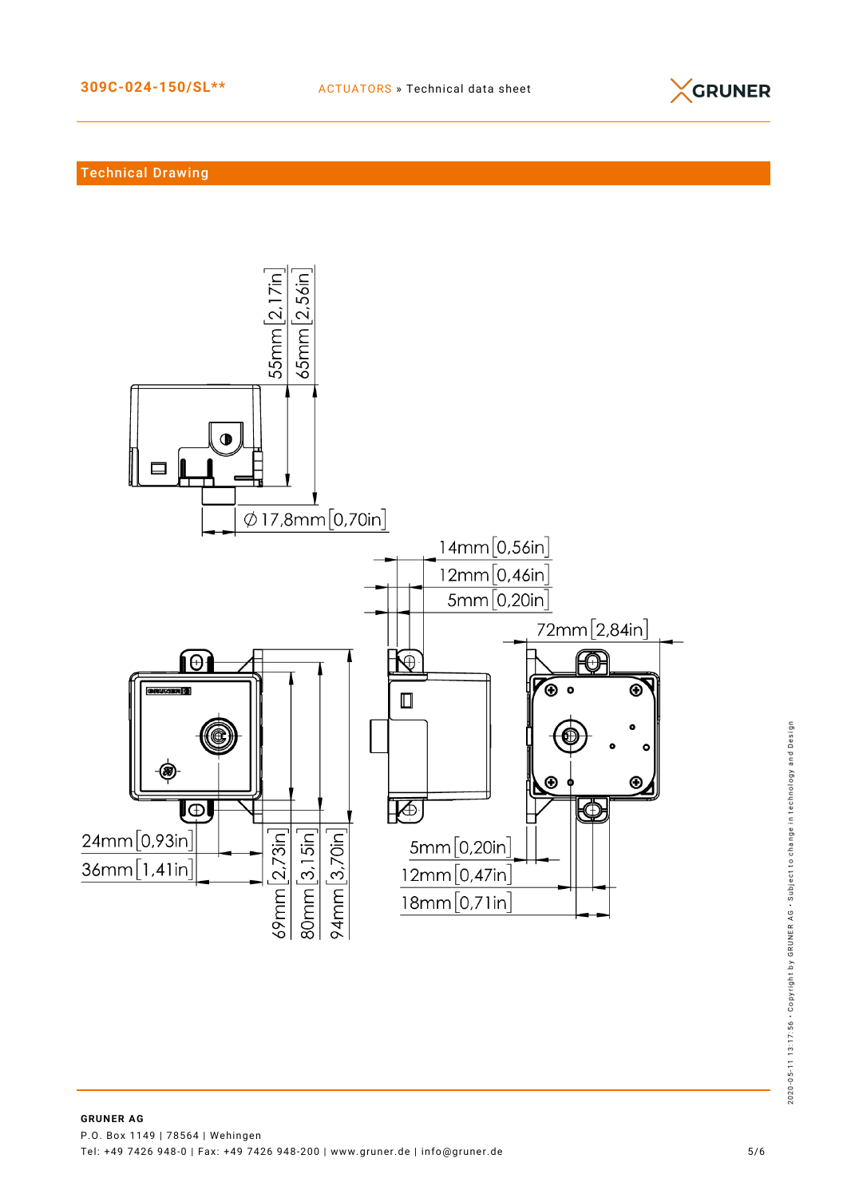## Technical Drawing

55mm [2,17in]
65mm [2,56in]
∅ 17,8mm [0,70in]
14mm [0,56in]
12mm [0,46in]
5mm [0,20in]
72mm [2,84in]
24mm [0,93in]
36mm [1,41in]
69mm [2,73in]
80mm [3,15in]
94mm [3,70in]
5mm [0,20in]
12mm [0,47in]
18mm [0,71in]

**GRUNER AG**
P.O. Box 1149 | 78564 | Wehingen
Tel: +49 7426 948-0 | Fax: +49 7426 948-200 | www.gruner.de | info@gruner.de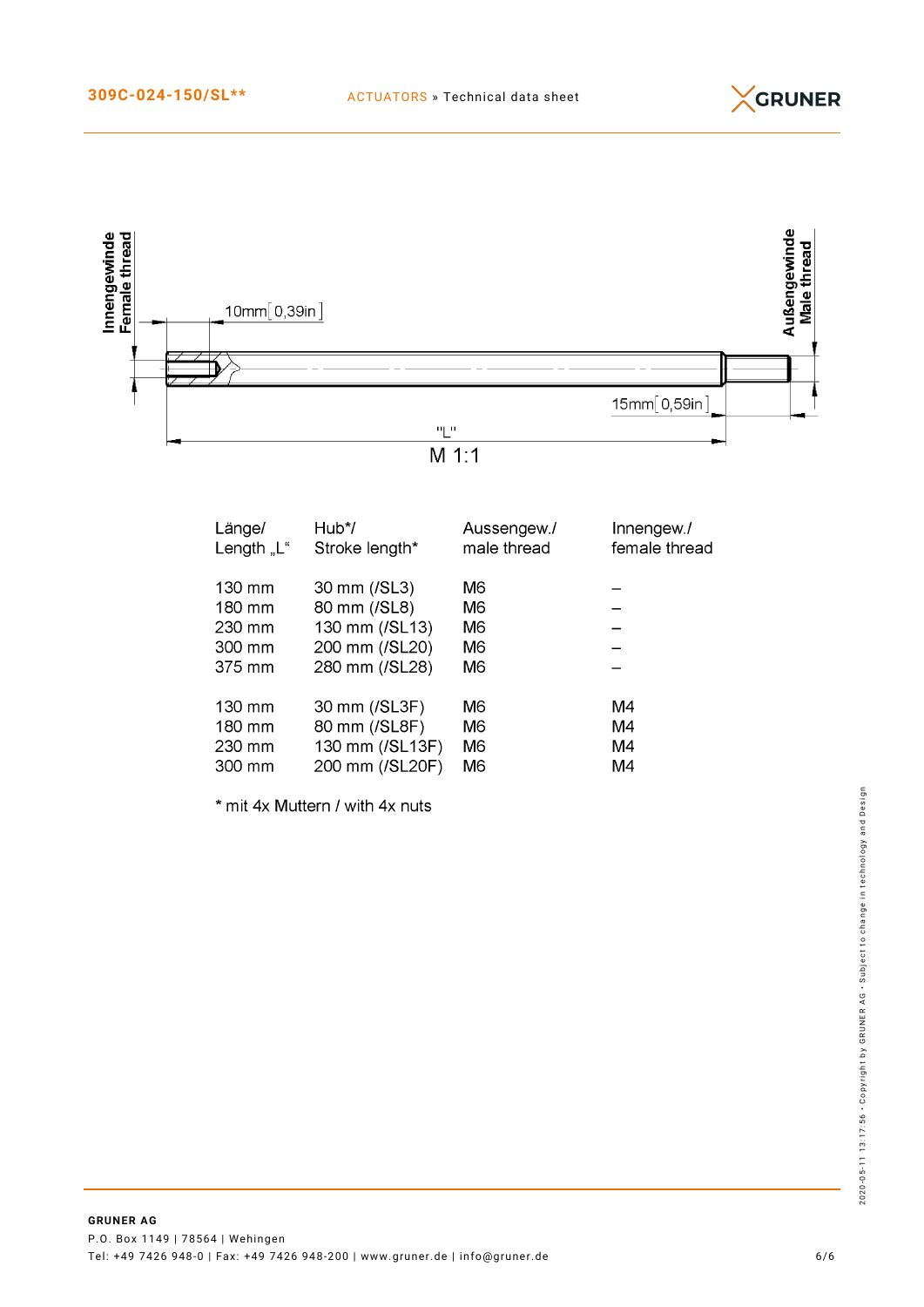Innengewinde
Female thread

10mm [0,39in]

Außengewinde
Male thread

15mm [0,59in]

"L"

M 1:1

| Länge/ Length „L“ | Hub*/ Stroke length* | Aussengew./ male thread | Innengew./ female thread |
|---|---|---|---|
| 130 mm | 30 mm (/SL3) | M6 | – |
| 180 mm | 80 mm (/SL8) | M6 | – |
| 230 mm | 130 mm (/SL13) | M6 | – |
| 300 mm | 200 mm (/SL20) | M6 | – |
| 375 mm | 280 mm (/SL28) | M6 | – |
| 130 mm | 30 mm (/SL3F) | M6 | M4 |
| 180 mm | 80 mm (/SL8F) | M6 | M4 |
| 230 mm | 130 mm (/SL13F) | M6 | M4 |
| 300 mm | 200 mm (/SL20F) | M6 | M4 |

* mit 4x Muttern / with 4x nuts

**GRUNER AG**
P.O. Box 1149 | 78564 | Wehingen
Tel: +49 7426 948-0 | Fax: +49 7426 948-200 | www.gruner.de | info@gruner.de